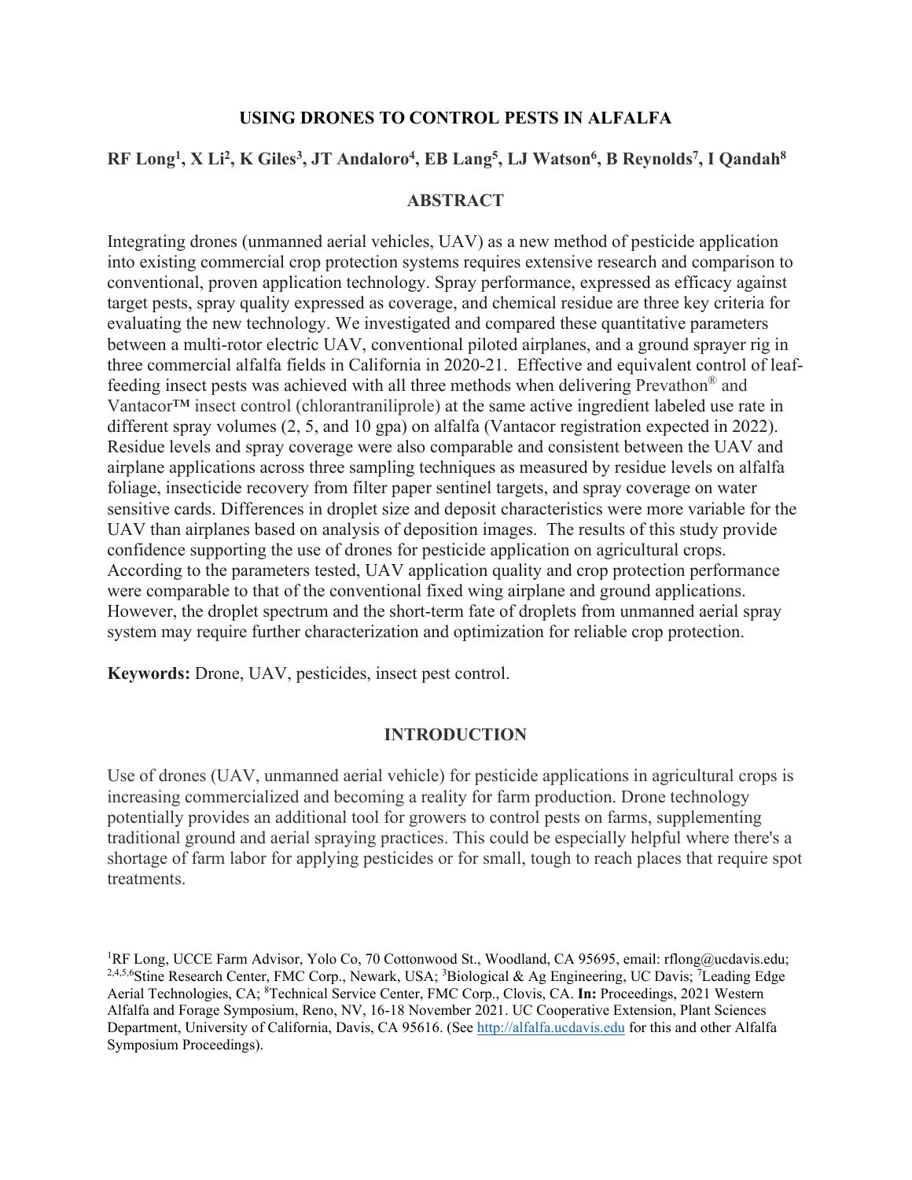# USING DRONES TO CONTROL PESTS IN ALFALFA

**RF Long[1], X Li[2], K Giles[3], JT Andaloro[4], EB Lang[5], LJ Watson[6], B Reynolds[7], I Qandah[8]**

## ABSTRACT

Integrating drones (unmanned aerial vehicles, UAV) as a new method of pesticide application into existing commercial crop protection systems requires extensive research and comparison to conventional, proven application technology. Spray performance, expressed as efficacy against target pests, spray quality expressed as coverage, and chemical residue are three key criteria for evaluating the new technology. We investigated and compared these quantitative parameters between a multi-rotor electric UAV, conventional piloted airplanes, and a ground sprayer rig in three commercial alfalfa fields in California in 2020-21. Effective and equivalent control of leaf-feeding insect pests was achieved with all three methods when delivering Prevathon® and Vantacor™ insect control (chlorantraniliprole) at the same active ingredient labeled use rate in different spray volumes (2, 5, and 10 gpa) on alfalfa (Vantacor registration expected in 2022). Residue levels and spray coverage were also comparable and consistent between the UAV and airplane applications across three sampling techniques as measured by residue levels on alfalfa foliage, insecticide recovery from filter paper sentinel targets, and spray coverage on water sensitive cards. Differences in droplet size and deposit characteristics were more variable for the UAV than airplanes based on analysis of deposition images. The results of this study provide confidence supporting the use of drones for pesticide application on agricultural crops. According to the parameters tested, UAV application quality and crop protection performance were comparable to that of the conventional fixed wing airplane and ground applications. However, the droplet spectrum and the short-term fate of droplets from unmanned aerial spray system may require further characterization and optimization for reliable crop protection.

**Keywords:** Drone, UAV, pesticides, insect pest control.

## INTRODUCTION

Use of drones (UAV, unmanned aerial vehicle) for pesticide applications in agricultural crops is increasing commercialized and becoming a reality for farm production. Drone technology potentially provides an additional tool for growers to control pests on farms, supplementing traditional ground and aerial spraying practices. This could be especially helpful where there's a shortage of farm labor for applying pesticides or for small, tough to reach places that require spot treatments.

---

[1]RF Long, UCCE Farm Advisor, Yolo Co, 70 Cottonwood St., Woodland, CA 95695, email: rflong@ucdavis.edu; [2,4,5,6]Stine Research Center, FMC Corp., Newark, USA; [3]Biological & Ag Engineering, UC Davis; [7]Leading Edge Aerial Technologies, CA; [8]Technical Service Center, FMC Corp., Clovis, CA. **In:** Proceedings, 2021 Western Alfalfa and Forage Symposium, Reno, NV, 16-18 November 2021. UC Cooperative Extension, Plant Sciences Department, University of California, Davis, CA 95616. (See http://alfalfa.ucdavis.edu for this and other Alfalfa Symposium Proceedings).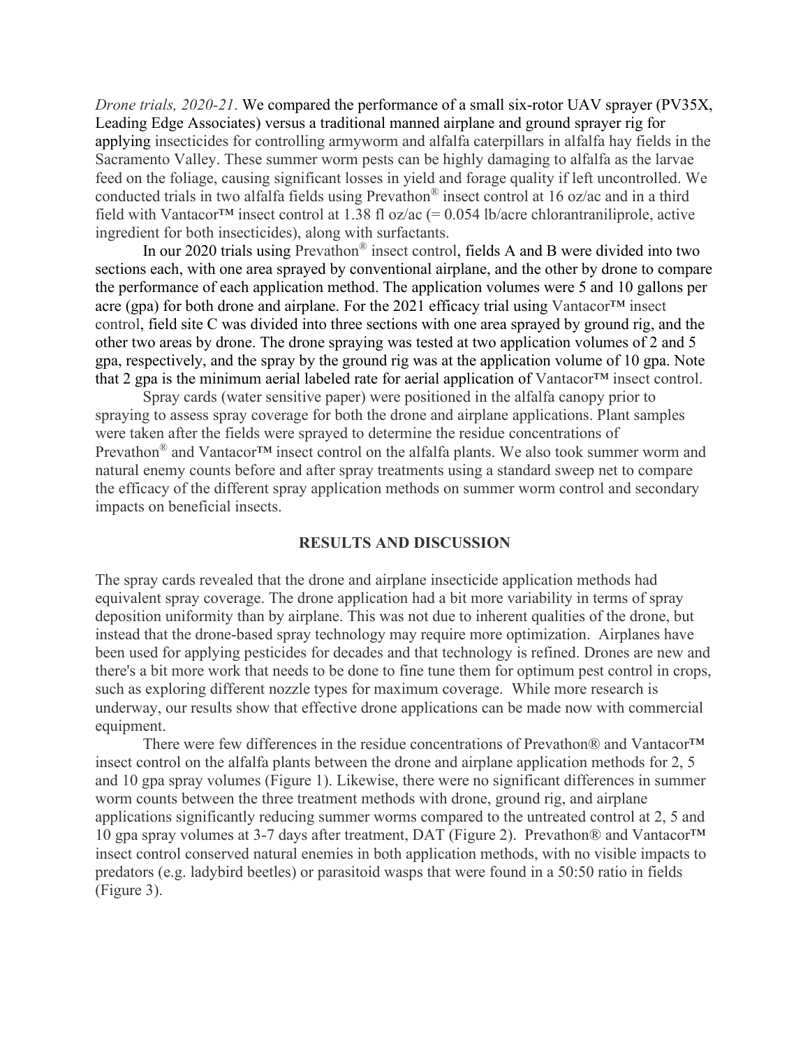*Drone trials, 2020-21*. We compared the performance of a small six-rotor UAV sprayer (PV35X, Leading Edge Associates) versus a traditional manned airplane and ground sprayer rig for applying insecticides for controlling armyworm and alfalfa caterpillars in alfalfa hay fields in the Sacramento Valley. These summer worm pests can be highly damaging to alfalfa as the larvae feed on the foliage, causing significant losses in yield and forage quality if left uncontrolled. We conducted trials in two alfalfa fields using Prevathon® insect control at 16 oz/ac and in a third field with Vantacor™ insect control at 1.38 fl oz/ac (= 0.054 lb/acre chlorantraniliprole, active ingredient for both insecticides), along with surfactants.

In our 2020 trials using Prevathon® insect control, fields A and B were divided into two sections each, with one area sprayed by conventional airplane, and the other by drone to compare the performance of each application method. The application volumes were 5 and 10 gallons per acre (gpa) for both drone and airplane. For the 2021 efficacy trial using Vantacor™ insect control, field site C was divided into three sections with one area sprayed by ground rig, and the other two areas by drone. The drone spraying was tested at two application volumes of 2 and 5 gpa, respectively, and the spray by the ground rig was at the application volume of 10 gpa. Note that 2 gpa is the minimum aerial labeled rate for aerial application of Vantacor™ insect control.

Spray cards (water sensitive paper) were positioned in the alfalfa canopy prior to spraying to assess spray coverage for both the drone and airplane applications. Plant samples were taken after the fields were sprayed to determine the residue concentrations of Prevathon® and Vantacor™ insect control on the alfalfa plants. We also took summer worm and natural enemy counts before and after spray treatments using a standard sweep net to compare the efficacy of the different spray application methods on summer worm control and secondary impacts on beneficial insects.

## RESULTS AND DISCUSSION

The spray cards revealed that the drone and airplane insecticide application methods had equivalent spray coverage. The drone application had a bit more variability in terms of spray deposition uniformity than by airplane. This was not due to inherent qualities of the drone, but instead that the drone-based spray technology may require more optimization. Airplanes have been used for applying pesticides for decades and that technology is refined. Drones are new and there's a bit more work that needs to be done to fine tune them for optimum pest control in crops, such as exploring different nozzle types for maximum coverage. While more research is underway, our results show that effective drone applications can be made now with commercial equipment.

There were few differences in the residue concentrations of Prevathon® and Vantacor™ insect control on the alfalfa plants between the drone and airplane application methods for 2, 5 and 10 gpa spray volumes (Figure 1). Likewise, there were no significant differences in summer worm counts between the three treatment methods with drone, ground rig, and airplane applications significantly reducing summer worms compared to the untreated control at 2, 5 and 10 gpa spray volumes at 3-7 days after treatment, DAT (Figure 2). Prevathon® and Vantacor™ insect control conserved natural enemies in both application methods, with no visible impacts to predators (e.g. ladybird beetles) or parasitoid wasps that were found in a 50:50 ratio in fields (Figure 3).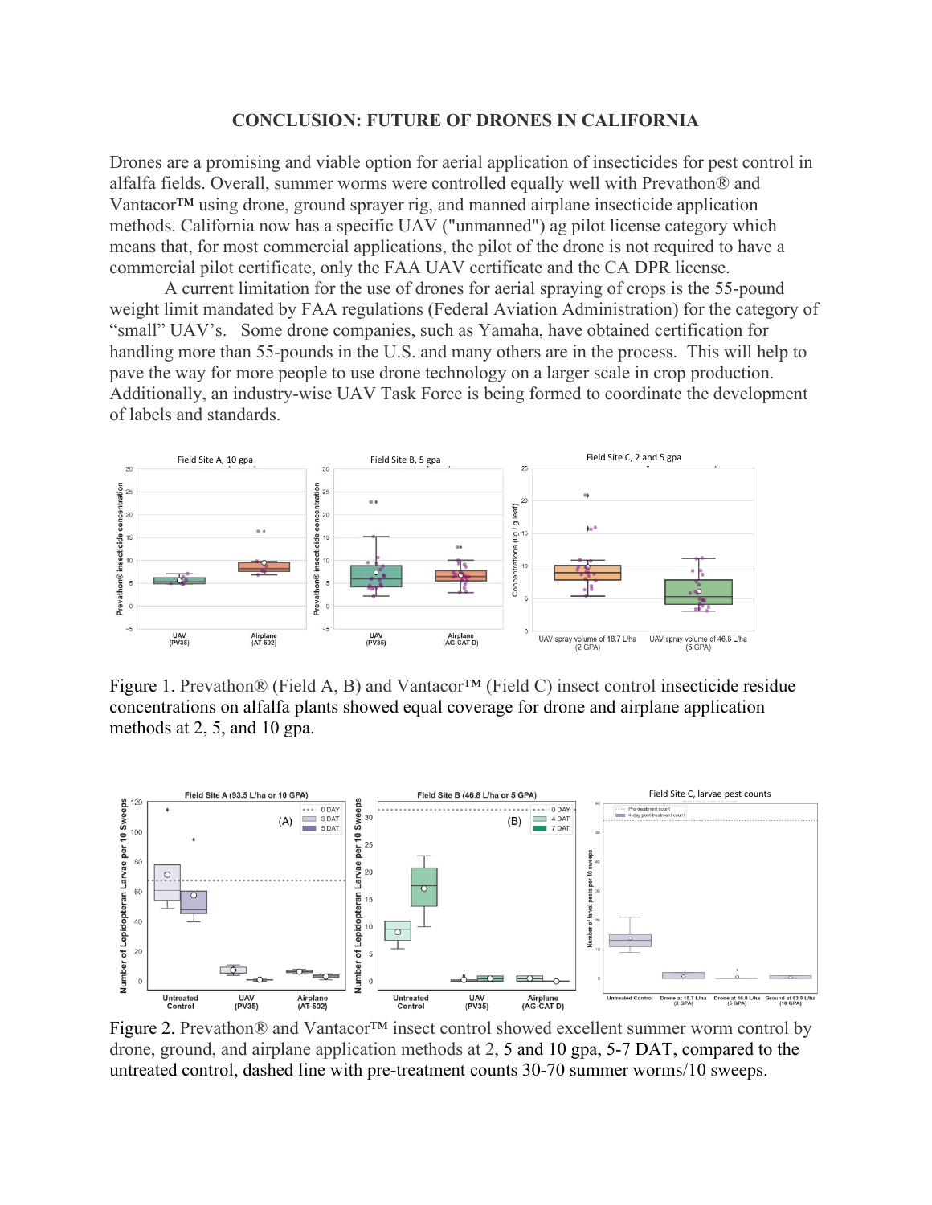## CONCLUSION: FUTURE OF DRONES IN CALIFORNIA

Drones are a promising and viable option for aerial application of insecticides for pest control in alfalfa fields. Overall, summer worms were controlled equally well with Prevathon® and Vantacor™ using drone, ground sprayer rig, and manned airplane insecticide application methods. California now has a specific UAV ("unmanned") ag pilot license category which means that, for most commercial applications, the pilot of the drone is not required to have a commercial pilot certificate, only the FAA UAV certificate and the CA DPR license.

A current limitation for the use of drones for aerial spraying of crops is the 55-pound weight limit mandated by FAA regulations (Federal Aviation Administration) for the category of "small" UAV's. Some drone companies, such as Yamaha, have obtained certification for handling more than 55-pounds in the U.S. and many others are in the process. This will help to pave the way for more people to use drone technology on a larger scale in crop production. Additionally, an industry-wise UAV Task Force is being formed to coordinate the development of labels and standards.

Figure 1. Prevathon® (Field A, B) and Vantacor™ (Field C) insect control insecticide residue concentrations on alfalfa plants showed equal coverage for drone and airplane application methods at 2, 5, and 10 gpa.

Figure 2. Prevathon® and Vantacor™ insect control showed excellent summer worm control by drone, ground, and airplane application methods at 2, 5 and 10 gpa, 5-7 DAT, compared to the untreated control, dashed line with pre-treatment counts 30-70 summer worms/10 sweeps.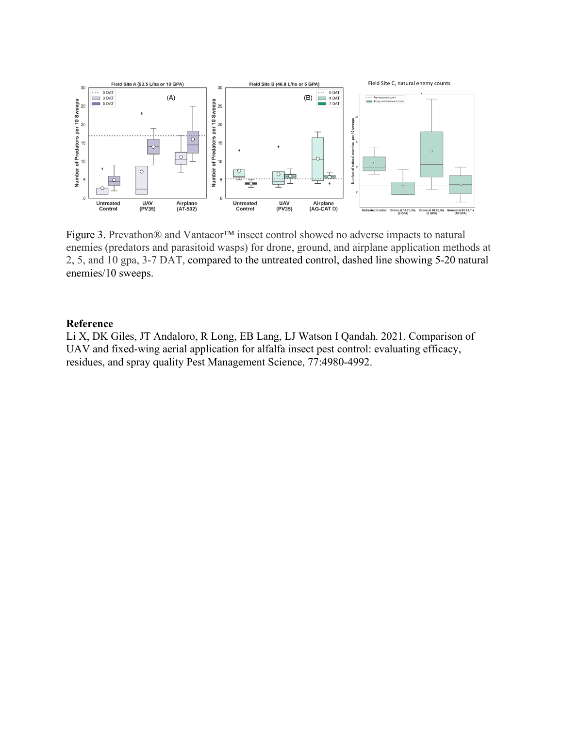Field Site A (93.5 L/ha or 10 GPA)

(A)

0 DAT
3 DAT
5 DAT

Number of Predators per 10 Sweeps

30
25
20
15
10
5
0

Untreated Control

UAV (PV35)

Airplane (AT-502)

Field Site B (46.8 L/ha or 5 GPA)

(B)

0 DAT
4 DAT
7 DAT

Number of Predators per 10 Sweeps

30
25
20
15
10
5
0

Untreated Control

UAV (PV35)

Airplane (AG-CAT D)

Field Site C, natural enemy counts

Pre-treatment count
4-day post-treatment count

Number of natural enemies per 10 sweeps

40
30
20
10

Untreated Control

Drone at 18.7 L/ha (2 GPA)

Drone at 46.8 L/ha (5 GPA)

Ground at 93.5 L/ha (10 GPA)

Figure 3. Prevathon® and Vantacor™ insect control showed no adverse impacts to natural enemies (predators and parasitoid wasps) for drone, ground, and airplane application methods at 2, 5, and 10 gpa, 3-7 DAT, compared to the untreated control, dashed line showing 5-20 natural enemies/10 sweeps.

## Reference

Li X, DK Giles, JT Andaloro, R Long, EB Lang, LJ Watson I Qandah. 2021. Comparison of UAV and fixed-wing aerial application for alfalfa insect pest control: evaluating efficacy, residues, and spray quality Pest Management Science, 77:4980-4992.